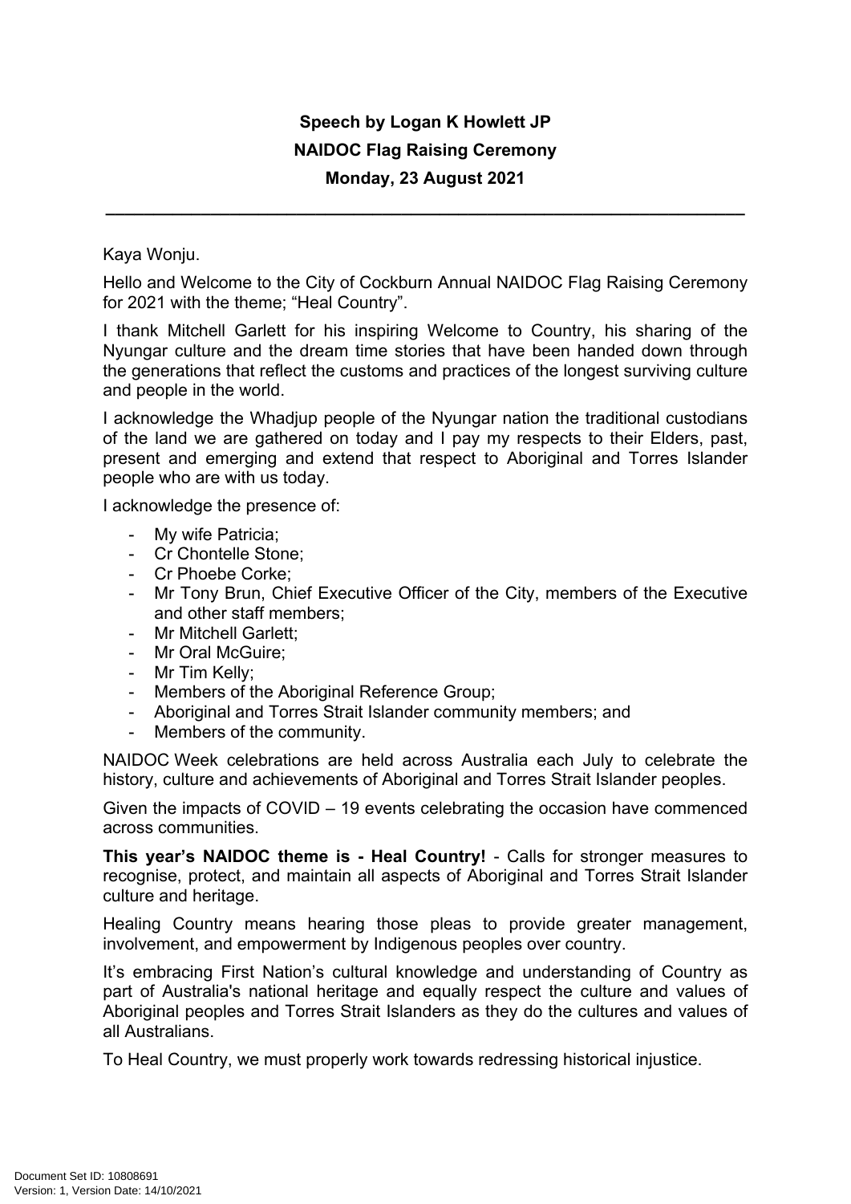**Speech by Logan K Howlett JP**
**NAIDOC Flag Raising Ceremony**
**Monday, 23 August 2021**

---

Kaya Wonju.

Hello and Welcome to the City of Cockburn Annual NAIDOC Flag Raising Ceremony for 2021 with the theme; "Heal Country".

I thank Mitchell Garlett for his inspiring Welcome to Country, his sharing of the Nyungar culture and the dream time stories that have been handed down through the generations that reflect the customs and practices of the longest surviving culture and people in the world.

I acknowledge the Whadjup people of the Nyungar nation the traditional custodians of the land we are gathered on today and I pay my respects to their Elders, past, present and emerging and extend that respect to Aboriginal and Torres Islander people who are with us today.

I acknowledge the presence of:

- My wife Patricia;
- Cr Chontelle Stone;
- Cr Phoebe Corke;
- Mr Tony Brun, Chief Executive Officer of the City, members of the Executive and other staff members;
- Mr Mitchell Garlett;
- Mr Oral McGuire;
- Mr Tim Kelly;
- Members of the Aboriginal Reference Group;
- Aboriginal and Torres Strait Islander community members; and
- Members of the community.

NAIDOC Week celebrations are held across Australia each July to celebrate the history, culture and achievements of Aboriginal and Torres Strait Islander peoples.

Given the impacts of COVID – 19 events celebrating the occasion have commenced across communities.

**This year's NAIDOC theme is - Heal Country!** - Calls for stronger measures to recognise, protect, and maintain all aspects of Aboriginal and Torres Strait Islander culture and heritage.

Healing Country means hearing those pleas to provide greater management, involvement, and empowerment by Indigenous peoples over country.

It's embracing First Nation's cultural knowledge and understanding of Country as part of Australia's national heritage and equally respect the culture and values of Aboriginal peoples and Torres Strait Islanders as they do the cultures and values of all Australians.

To Heal Country, we must properly work towards redressing historical injustice.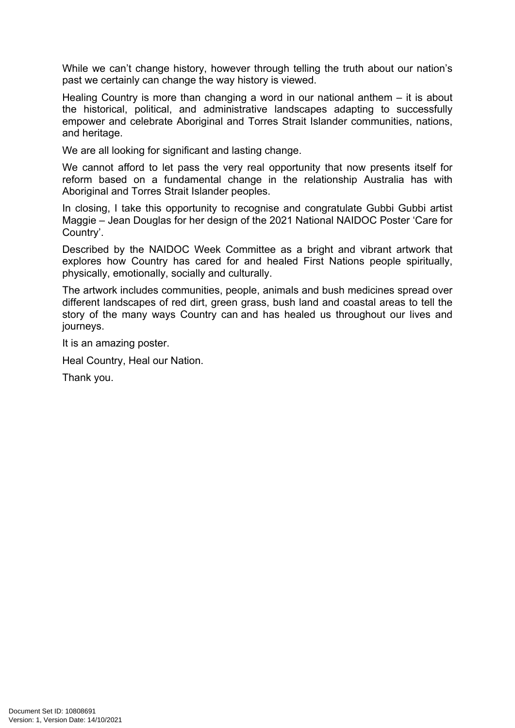While we can't change history, however through telling the truth about our nation's past we certainly can change the way history is viewed.

Healing Country is more than changing a word in our national anthem – it is about the historical, political, and administrative landscapes adapting to successfully empower and celebrate Aboriginal and Torres Strait Islander communities, nations, and heritage.

We are all looking for significant and lasting change.

We cannot afford to let pass the very real opportunity that now presents itself for reform based on a fundamental change in the relationship Australia has with Aboriginal and Torres Strait Islander peoples.

In closing, I take this opportunity to recognise and congratulate Gubbi Gubbi artist Maggie – Jean Douglas for her design of the 2021 National NAIDOC Poster 'Care for Country'.

Described by the NAIDOC Week Committee as a bright and vibrant artwork that explores how Country has cared for and healed First Nations people spiritually, physically, emotionally, socially and culturally.

The artwork includes communities, people, animals and bush medicines spread over different landscapes of red dirt, green grass, bush land and coastal areas to tell the story of the many ways Country can and has healed us throughout our lives and journeys.

It is an amazing poster.

Heal Country, Heal our Nation.

Thank you.